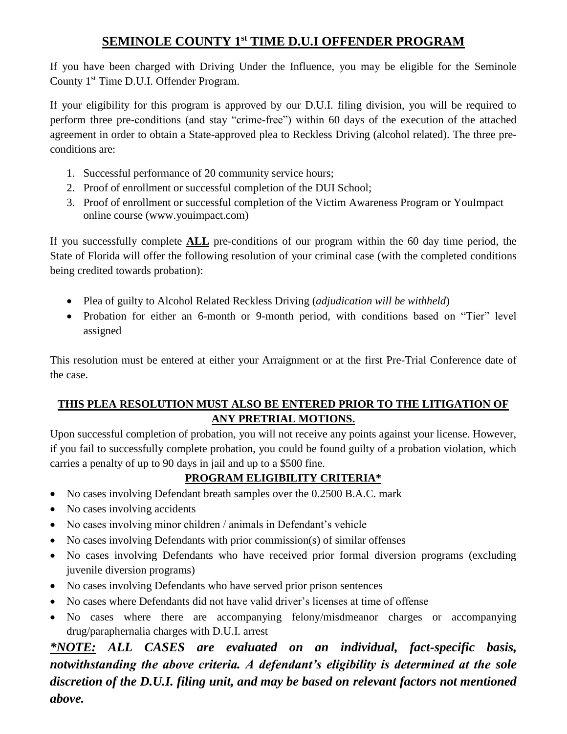# SEMINOLE COUNTY 1st TIME D.U.I OFFENDER PROGRAM

If you have been charged with Driving Under the Influence, you may be eligible for the Seminole County 1st Time D.U.I. Offender Program.

If your eligibility for this program is approved by our D.U.I. filing division, you will be required to perform three pre-conditions (and stay "crime-free") within 60 days of the execution of the attached agreement in order to obtain a State-approved plea to Reckless Driving (alcohol related). The three pre-conditions are:

1. Successful performance of 20 community service hours;
2. Proof of enrollment or successful completion of the DUI School;
3. Proof of enrollment or successful completion of the Victim Awareness Program or YouImpact online course (www.youimpact.com)

If you successfully complete **ALL** pre-conditions of our program within the 60 day time period, the State of Florida will offer the following resolution of your criminal case (with the completed conditions being credited towards probation):

- Plea of guilty to Alcohol Related Reckless Driving (*adjudication will be withheld*)
- Probation for either an 6-month or 9-month period, with conditions based on "Tier" level assigned

This resolution must be entered at either your Arraignment or at the first Pre-Trial Conference date of the case.

**THIS PLEA RESOLUTION MUST ALSO BE ENTERED PRIOR TO THE LITIGATION OF ANY PRETRIAL MOTIONS.**

Upon successful completion of probation, you will not receive any points against your license. However, if you fail to successfully complete probation, you could be found guilty of a probation violation, which carries a penalty of up to 90 days in jail and up to a $500 fine.

## PROGRAM ELIGIBILITY CRITERIA*

- No cases involving Defendant breath samples over the 0.2500 B.A.C. mark
- No cases involving accidents
- No cases involving minor children / animals in Defendant's vehicle
- No cases involving Defendants with prior commission(s) of similar offenses
- No cases involving Defendants who have received prior formal diversion programs (excluding juvenile diversion programs)
- No cases involving Defendants who have served prior prison sentences
- No cases where Defendants did not have valid driver's licenses at time of offense
- No cases where there are accompanying felony/misdmeanor charges or accompanying drug/paraphernalia charges with D.U.I. arrest

***\*NOTE:* ALL CASES are evaluated on an individual, fact-specific basis, notwithstanding the above criteria. A defendant's eligibility is determined at the sole discretion of the D.U.I. filing unit, and may be based on relevant factors not mentioned above.***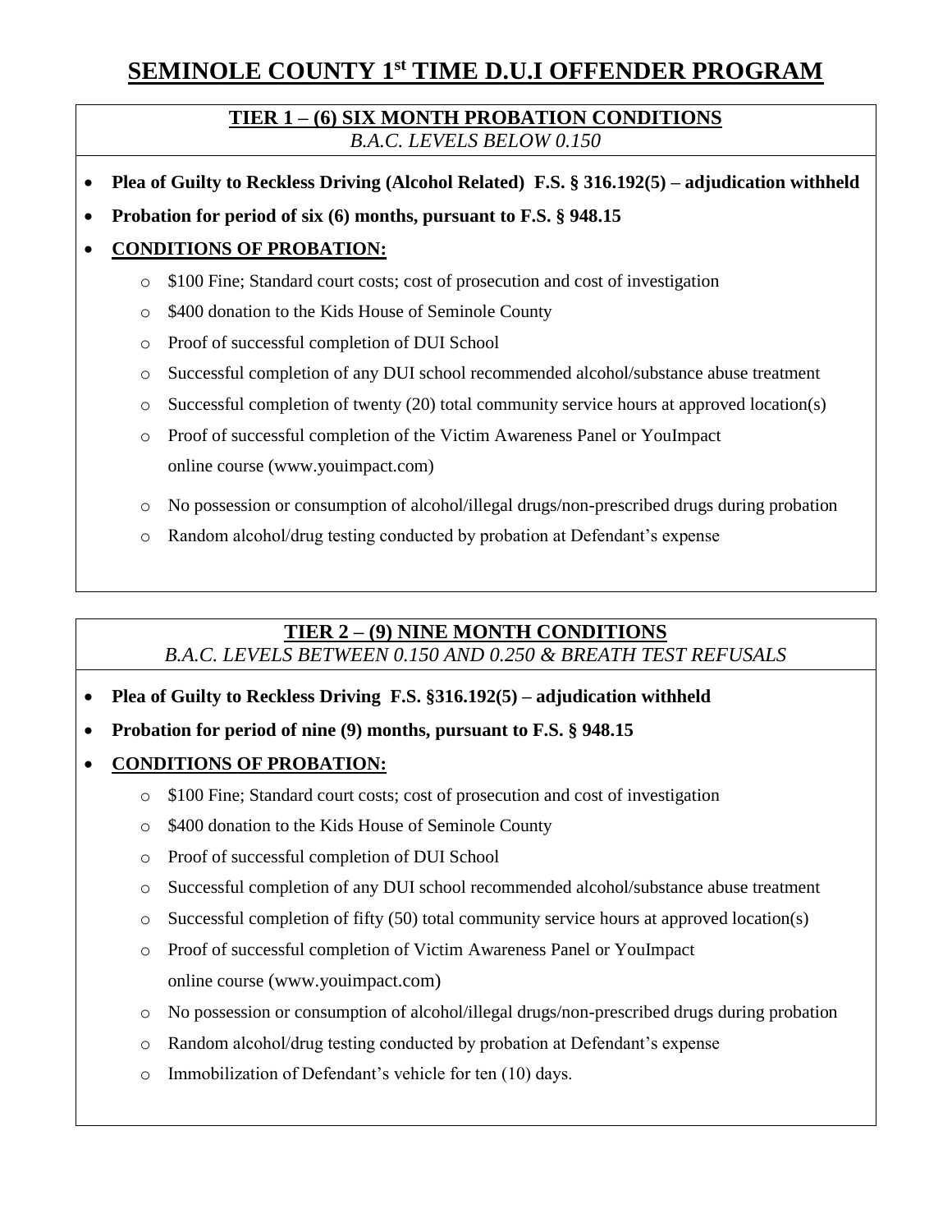# SEMINOLE COUNTY 1st TIME D.U.I OFFENDER PROGRAM

## TIER 1 – (6) SIX MONTH PROBATION CONDITIONS

*B.A.C. LEVELS BELOW 0.150*

- **Plea of Guilty to Reckless Driving (Alcohol Related) F.S. § 316.192(5) – adjudication withheld**
- **Probation for period of six (6) months, pursuant to F.S. § 948.15**
- **CONDITIONS OF PROBATION:**
  - $100 Fine; Standard court costs; cost of prosecution and cost of investigation
  - $400 donation to the Kids House of Seminole County
  - Proof of successful completion of DUI School
  - Successful completion of any DUI school recommended alcohol/substance abuse treatment
  - Successful completion of twenty (20) total community service hours at approved location(s)
  - Proof of successful completion of the Victim Awareness Panel or YouImpact online course (www.youimpact.com)
  - No possession or consumption of alcohol/illegal drugs/non-prescribed drugs during probation
  - Random alcohol/drug testing conducted by probation at Defendant's expense

## TIER 2 – (9) NINE MONTH CONDITIONS

*B.A.C. LEVELS BETWEEN 0.150 AND 0.250 & BREATH TEST REFUSALS*

- **Plea of Guilty to Reckless Driving F.S. §316.192(5) – adjudication withheld**
- **Probation for period of nine (9) months, pursuant to F.S. § 948.15**
- **CONDITIONS OF PROBATION:**
  - $100 Fine; Standard court costs; cost of prosecution and cost of investigation
  - $400 donation to the Kids House of Seminole County
  - Proof of successful completion of DUI School
  - Successful completion of any DUI school recommended alcohol/substance abuse treatment
  - Successful completion of fifty (50) total community service hours at approved location(s)
  - Proof of successful completion of Victim Awareness Panel or YouImpact online course (www.youimpact.com)
  - No possession or consumption of alcohol/illegal drugs/non-prescribed drugs during probation
  - Random alcohol/drug testing conducted by probation at Defendant's expense
  - Immobilization of Defendant's vehicle for ten (10) days.